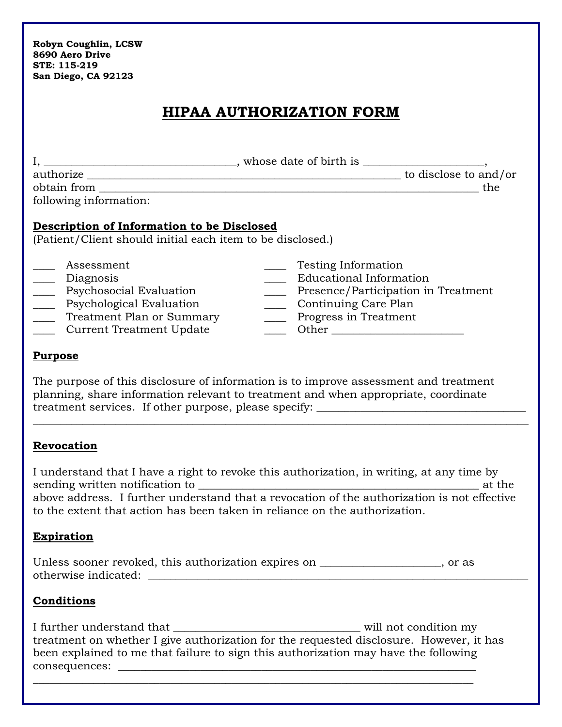**Robyn Coughlin, LCSW**
**8690 Aero Drive**
**STE: 115-219**
**San Diego, CA 92123**

# HIPAA AUTHORIZATION FORM

I, ________________________________, whose date of birth is ____________________, authorize ______________________________________________________ to disclose to and/or obtain from _____________________________________________________________ the following information:

**Description of Information to be Disclosed**
(Patient/Client should initial each item to be disclosed.)

____ Assessment
____ Diagnosis
____ Psychosocial Evaluation
____ Psychological Evaluation
____ Treatment Plan or Summary
____ Current Treatment Update
____ Testing Information
____ Educational Information
____ Presence/Participation in Treatment
____ Continuing Care Plan
____ Progress in Treatment
____ Other ______________________

**Purpose**

The purpose of this disclosure of information is to improve assessment and treatment planning, share information relevant to treatment and when appropriate, coordinate treatment services. If other purpose, please specify: ____________________________________
_____________________________________________________________________________

**Revocation**

I understand that I have a right to revoke this authorization, in writing, at any time by sending written notification to _________________________________________________ at the above address. I further understand that a revocation of the authorization is not effective to the extent that action has been taken in reliance on the authorization.

**Expiration**

Unless sooner revoked, this authorization expires on ____________________, or as otherwise indicated: _________________________________________________________________

**Conditions**

I further understand that ________________________________ will not condition my treatment on whether I give authorization for the requested disclosure. However, it has been explained to me that failure to sign this authorization may have the following consequences: ______________________________________________________________
____________________________________________________________________________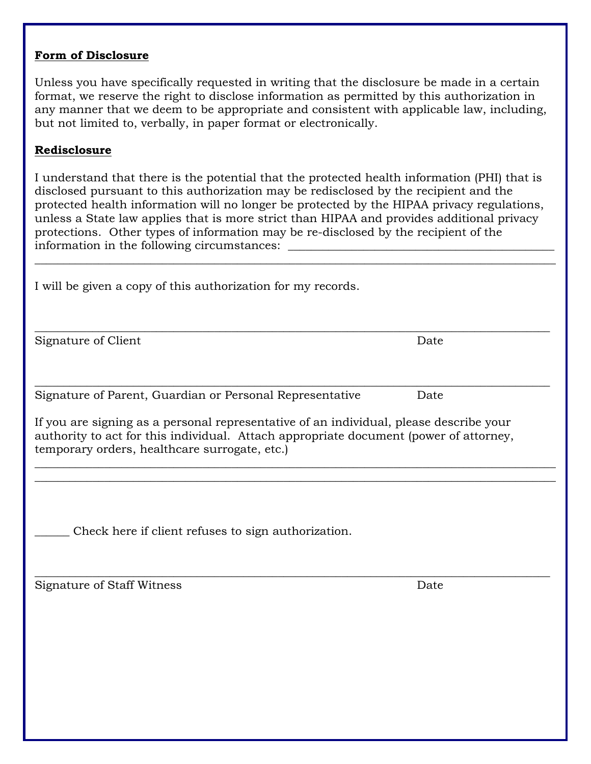**Form of Disclosure**

Unless you have specifically requested in writing that the disclosure be made in a certain format, we reserve the right to disclose information as permitted by this authorization in any manner that we deem to be appropriate and consistent with applicable law, including, but not limited to, verbally, in paper format or electronically.

**Redisclosure**

I understand that there is the potential that the protected health information (PHI) that is disclosed pursuant to this authorization may be redisclosed by the recipient and the protected health information will no longer be protected by the HIPAA privacy regulations, unless a State law applies that is more strict than HIPAA and provides additional privacy protections. Other types of information may be re-disclosed by the recipient of the information in the following circumstances: ____________________________________________
__________________________________________________________________________________

I will be given a copy of this authorization for my records.

__________________________________________________________________________________
Signature of Client Date

__________________________________________________________________________________
Signature of Parent, Guardian or Personal Representative Date

If you are signing as a personal representative of an individual, please describe your authority to act for this individual. Attach appropriate document (power of attorney, temporary orders, healthcare surrogate, etc.)
__________________________________________________________________________________
__________________________________________________________________________________

______ Check here if client refuses to sign authorization.

__________________________________________________________________________________
Signature of Staff Witness Date